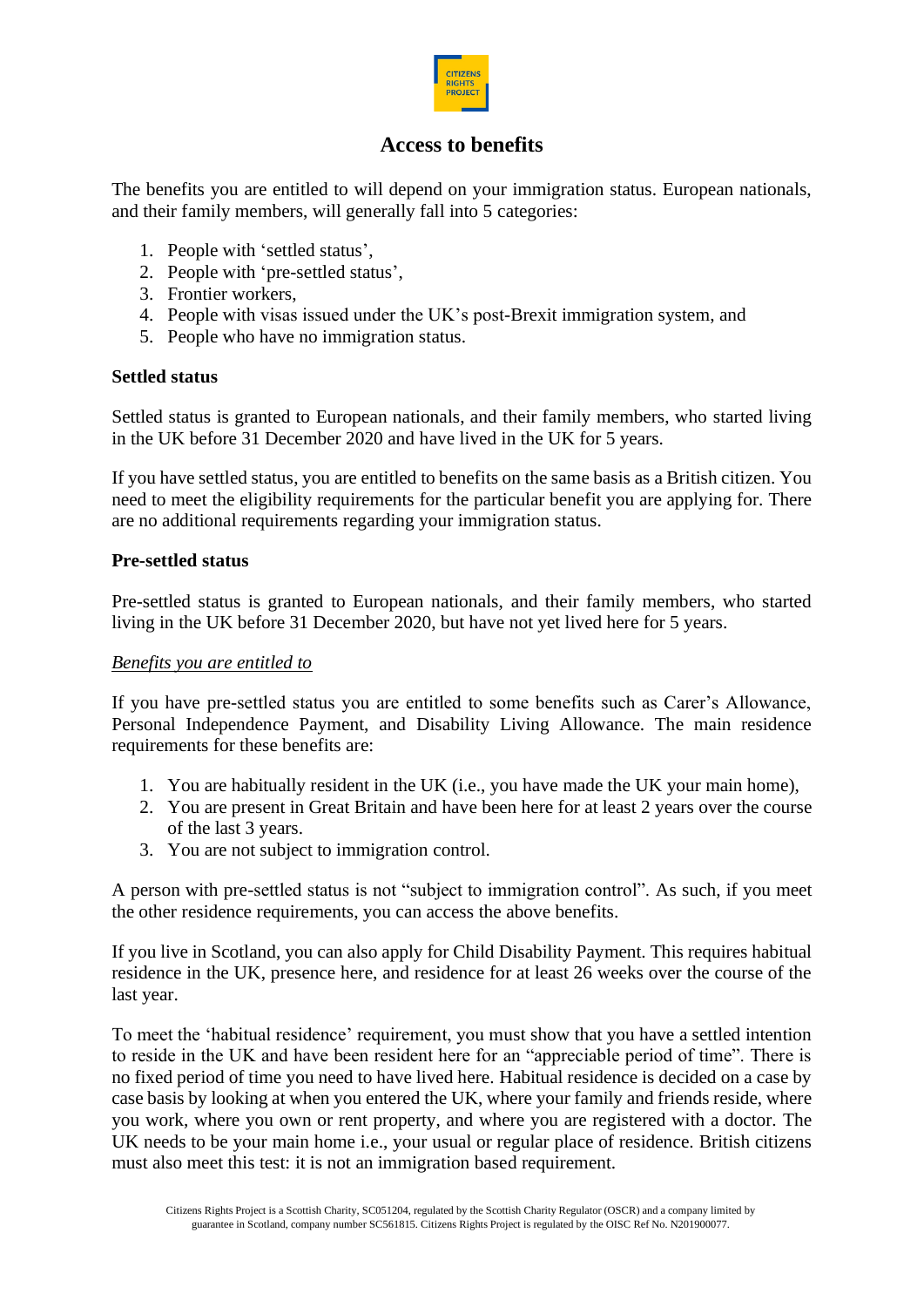# Access to benefits

The benefits you are entitled to will depend on your immigration status. European nationals, and their family members, will generally fall into 5 categories:

1. People with 'settled status',
2. People with 'pre-settled status',
3. Frontier workers,
4. People with visas issued under the UK's post-Brexit immigration system, and
5. People who have no immigration status.

**Settled status**

Settled status is granted to European nationals, and their family members, who started living in the UK before 31 December 2020 and have lived in the UK for 5 years.

If you have settled status, you are entitled to benefits on the same basis as a British citizen. You need to meet the eligibility requirements for the particular benefit you are applying for. There are no additional requirements regarding your immigration status.

**Pre-settled status**

Pre-settled status is granted to European nationals, and their family members, who started living in the UK before 31 December 2020, but have not yet lived here for 5 years.

*Benefits you are entitled to*

If you have pre-settled status you are entitled to some benefits such as Carer's Allowance, Personal Independence Payment, and Disability Living Allowance. The main residence requirements for these benefits are:

1. You are habitually resident in the UK (i.e., you have made the UK your main home),
2. You are present in Great Britain and have been here for at least 2 years over the course of the last 3 years.
3. You are not subject to immigration control.

A person with pre-settled status is not "subject to immigration control". As such, if you meet the other residence requirements, you can access the above benefits.

If you live in Scotland, you can also apply for Child Disability Payment. This requires habitual residence in the UK, presence here, and residence for at least 26 weeks over the course of the last year.

To meet the 'habitual residence' requirement, you must show that you have a settled intention to reside in the UK and have been resident here for an "appreciable period of time". There is no fixed period of time you need to have lived here. Habitual residence is decided on a case by case basis by looking at when you entered the UK, where your family and friends reside, where you work, where you own or rent property, and where you are registered with a doctor. The UK needs to be your main home i.e., your usual or regular place of residence. British citizens must also meet this test: it is not an immigration based requirement.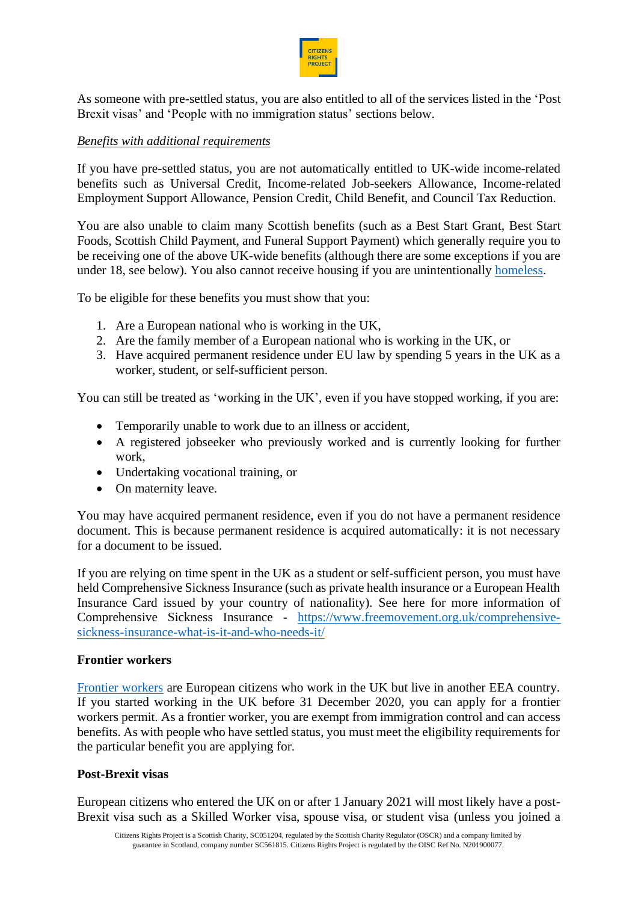As someone with pre-settled status, you are also entitled to all of the services listed in the 'Post Brexit visas' and 'People with no immigration status' sections below.

*Benefits with additional requirements*

If you have pre-settled status, you are not automatically entitled to UK-wide income-related benefits such as Universal Credit, Income-related Job-seekers Allowance, Income-related Employment Support Allowance, Pension Credit, Child Benefit, and Council Tax Reduction.

You are also unable to claim many Scottish benefits (such as a Best Start Grant, Best Start Foods, Scottish Child Payment, and Funeral Support Payment) which generally require you to be receiving one of the above UK-wide benefits (although there are some exceptions if you are under 18, see below). You also cannot receive housing if you are unintentionally [homeless](homeless).

To be eligible for these benefits you must show that you:

1. Are a European national who is working in the UK,
2. Are the family member of a European national who is working in the UK, or
3. Have acquired permanent residence under EU law by spending 5 years in the UK as a worker, student, or self-sufficient person.

You can still be treated as 'working in the UK', even if you have stopped working, if you are:

- Temporarily unable to work due to an illness or accident,
- A registered jobseeker who previously worked and is currently looking for further work,
- Undertaking vocational training, or
- On maternity leave.

You may have acquired permanent residence, even if you do not have a permanent residence document. This is because permanent residence is acquired automatically: it is not necessary for a document to be issued.

If you are relying on time spent in the UK as a student or self-sufficient person, you must have held Comprehensive Sickness Insurance (such as private health insurance or a European Health Insurance Card issued by your country of nationality). See here for more information of Comprehensive Sickness Insurance - https://www.freemovement.org.uk/comprehensive-sickness-insurance-what-is-it-and-who-needs-it/

**Frontier workers**

[Frontier workers](Frontier workers) are European citizens who work in the UK but live in another EEA country. If you started working in the UK before 31 December 2020, you can apply for a frontier workers permit. As a frontier worker, you are exempt from immigration control and can access benefits. As with people who have settled status, you must meet the eligibility requirements for the particular benefit you are applying for.

**Post-Brexit visas**

European citizens who entered the UK on or after 1 January 2021 will most likely have a post-Brexit visa such as a Skilled Worker visa, spouse visa, or student visa (unless you joined a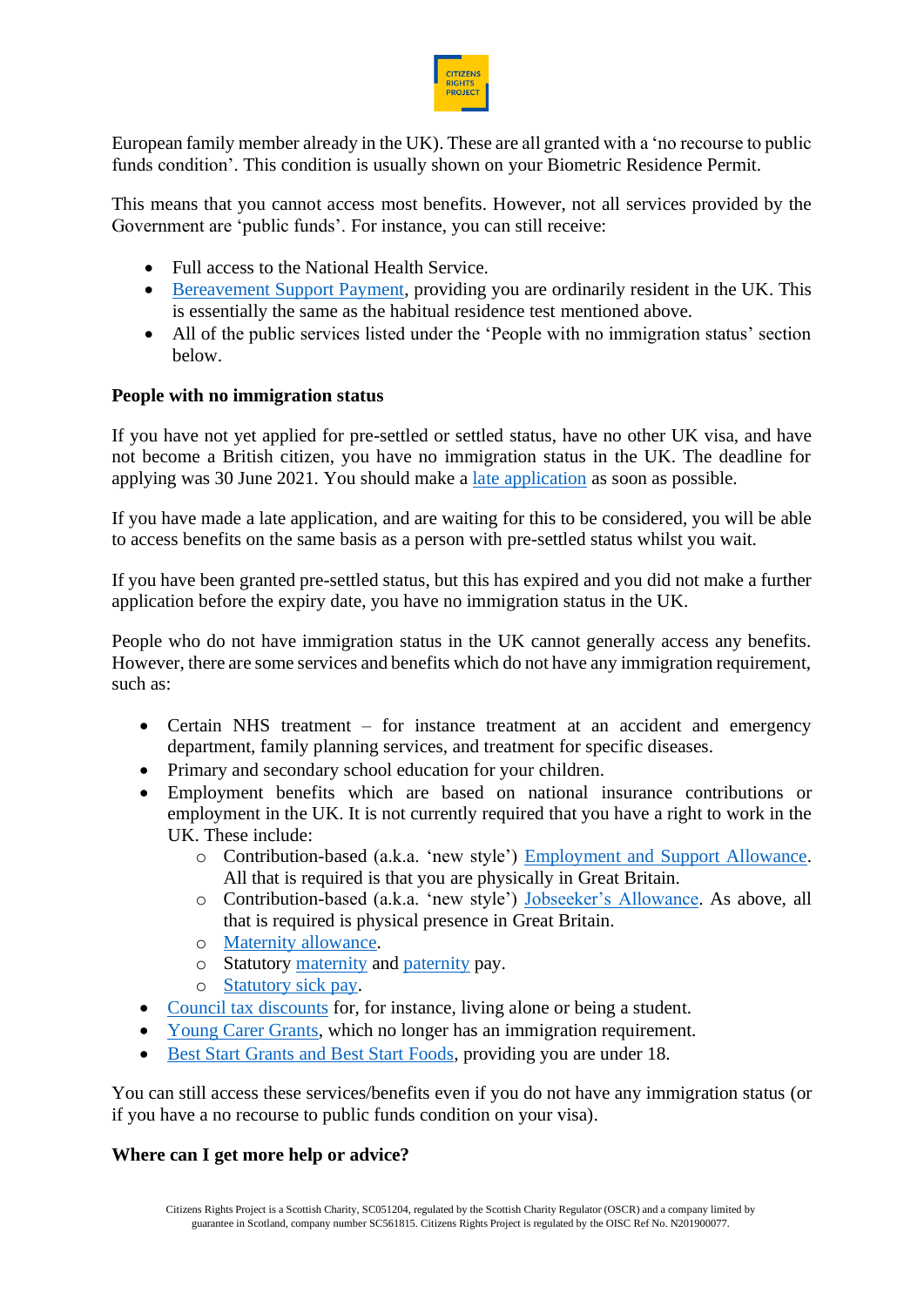European family member already in the UK). These are all granted with a 'no recourse to public funds condition'. This condition is usually shown on your Biometric Residence Permit.

This means that you cannot access most benefits. However, not all services provided by the Government are 'public funds'. For instance, you can still receive:

- Full access to the National Health Service.
- Bereavement Support Payment, providing you are ordinarily resident in the UK. This is essentially the same as the habitual residence test mentioned above.
- All of the public services listed under the 'People with no immigration status' section below.

**People with no immigration status**

If you have not yet applied for pre-settled or settled status, have no other UK visa, and have not become a British citizen, you have no immigration status in the UK. The deadline for applying was 30 June 2021. You should make a late application as soon as possible.

If you have made a late application, and are waiting for this to be considered, you will be able to access benefits on the same basis as a person with pre-settled status whilst you wait.

If you have been granted pre-settled status, but this has expired and you did not make a further application before the expiry date, you have no immigration status in the UK.

People who do not have immigration status in the UK cannot generally access any benefits. However, there are some services and benefits which do not have any immigration requirement, such as:

- Certain NHS treatment – for instance treatment at an accident and emergency department, family planning services, and treatment for specific diseases.
- Primary and secondary school education for your children.
- Employment benefits which are based on national insurance contributions or employment in the UK. It is not currently required that you have a right to work in the UK. These include:
  - Contribution-based (a.k.a. 'new style') Employment and Support Allowance. All that is required is that you are physically in Great Britain.
  - Contribution-based (a.k.a. 'new style') Jobseeker's Allowance. As above, all that is required is physical presence in Great Britain.
  - Maternity allowance.
  - Statutory maternity and paternity pay.
  - Statutory sick pay.
- Council tax discounts for, for instance, living alone or being a student.
- Young Carer Grants, which no longer has an immigration requirement.
- Best Start Grants and Best Start Foods, providing you are under 18.

You can still access these services/benefits even if you do not have any immigration status (or if you have a no recourse to public funds condition on your visa).

**Where can I get more help or advice?**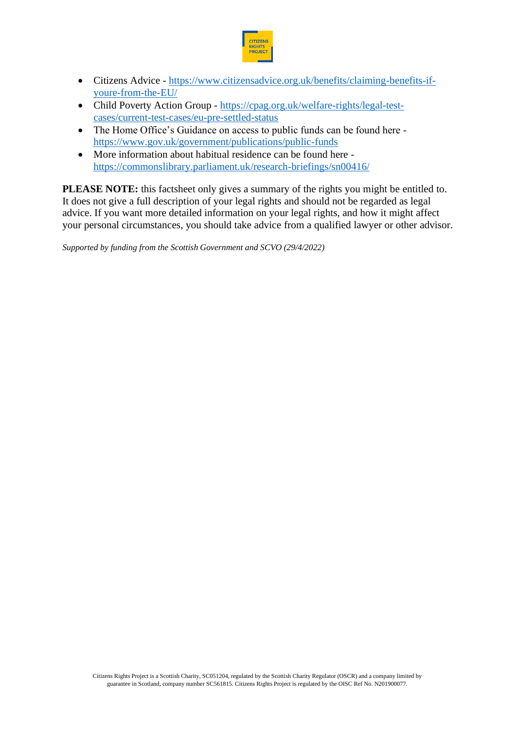- Citizens Advice - https://www.citizensadvice.org.uk/benefits/claiming-benefits-if-youre-from-the-EU/
- Child Poverty Action Group - https://cpag.org.uk/welfare-rights/legal-test-cases/current-test-cases/eu-pre-settled-status
- The Home Office's Guidance on access to public funds can be found here - https://www.gov.uk/government/publications/public-funds
- More information about habitual residence can be found here - https://commonslibrary.parliament.uk/research-briefings/sn00416/

**PLEASE NOTE:** this factsheet only gives a summary of the rights you might be entitled to. It does not give a full description of your legal rights and should not be regarded as legal advice. If you want more detailed information on your legal rights, and how it might affect your personal circumstances, you should take advice from a qualified lawyer or other advisor.

*Supported by funding from the Scottish Government and SCVO (29/4/2022)*